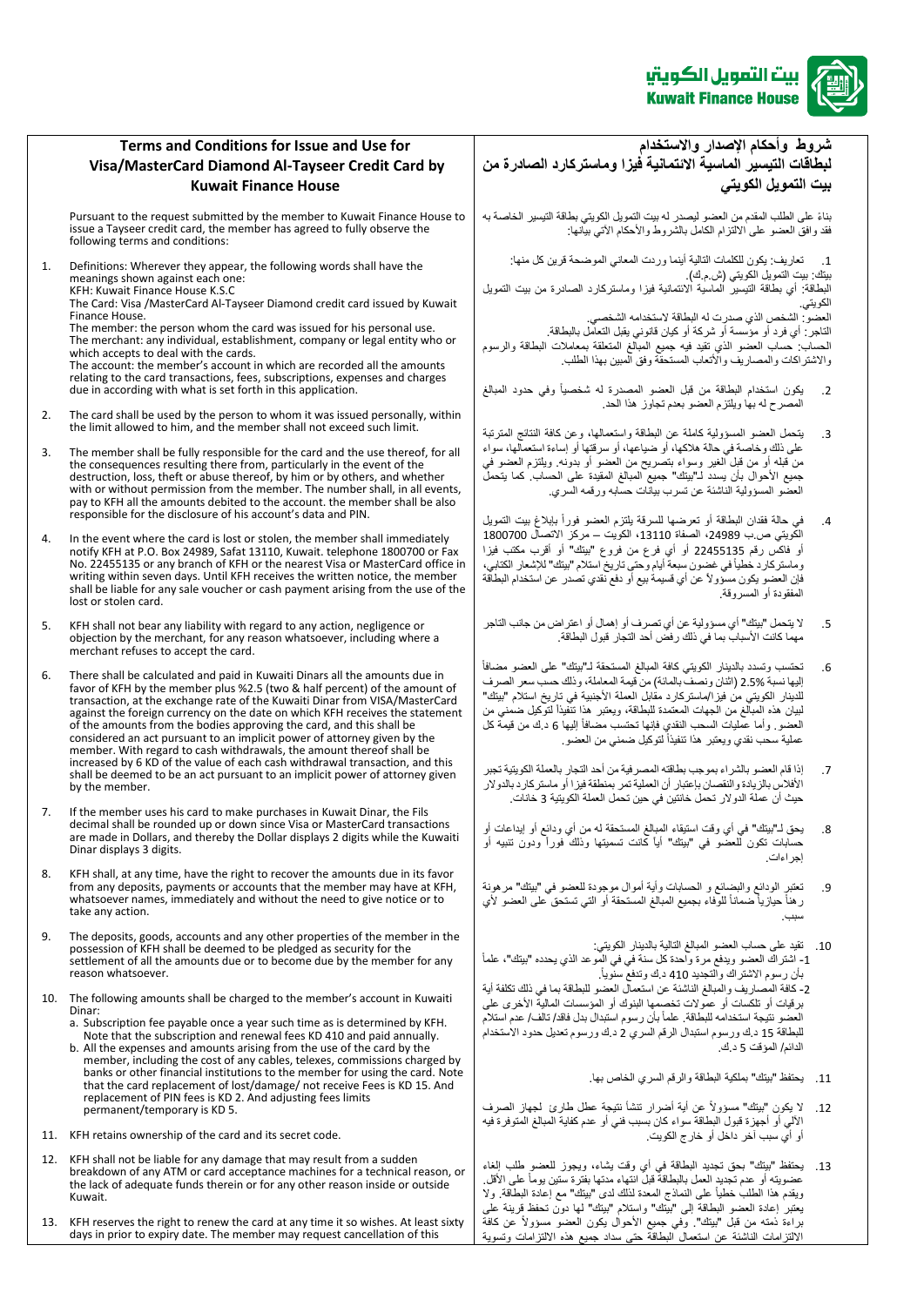# Terms and Conditions for Issue and Use for Visa/MasterCard Diamond Al-Tayseer Credit Card by Kuwait Finance House

Pursuant to the request submitted by the member to Kuwait Finance House to issue a Tayseer credit card, the member has agreed to fully observe the following terms and conditions:

1. Definitions: Wherever they appear, the following words shall have the meanings shown against each one:
   KFH: Kuwait Finance House K.S.C
   The Card: Visa /MasterCard Al-Tayseer Diamond credit card issued by Kuwait Finance House.
   The member: the person whom the card was issued for his personal use.
   The merchant: any individual, establishment, company or legal entity who or which accepts to deal with the cards.
   The account: the member's account in which are recorded all the amounts relating to the card transactions, fees, subscriptions, expenses and charges due in according with what is set forth in this application.
2. The card shall be used by the person to whom it was issued personally, within the limit allowed to him, and the member shall not exceed such limit.
3. The member shall be fully responsible for the card and the use thereof, for all the consequences resulting therefrom, particularly in the event of the destruction, loss, theft or abuse thereof, by him or by others, and whether with or without permission from the member. The number shall, in all events, pay to KFH all the amounts debited to the account. the member shall be also responsible for the disclosure of his account's data and PIN.
4. In the event where the card is lost or stolen, the member shall immediately notify KFH at P.O. Box 24989, Safat 13110, Kuwait. telephone 1800700 or Fax No. 22455135 or any branch of KFH or the nearest Visa or MasterCard office in writing within seven days. Until KFH receives the written notice, the member shall be liable for any sale voucher or cash payment arising from the use of the lost or stolen card.
5. KFH shall not bear any liability with regard to any action, negligence or objection by the merchant, for any reason whatsoever, including where a merchant refuses to accept the card.
6. There shall be calculated and paid in Kuwaiti Dinars all the amounts due in favor of KFH by the member plus %2.5 (two & half percent) of the amount of transaction, at the exchange rate of the Kuwaiti Dinar from VISA/MasterCard against the foreign currency on the date on which KFH receives the statement of the amounts from the bodies approving the card, and this shall be considered an act pursuant to an implicit power of attorney given by the member. With regard to cash withdrawals, the amount thereof shall be increased by 6 KD of the value of each cash withdrawal transaction, and this shall be deemed to be an act pursuant to an implicit power of attorney given by the member.
7. If the member uses his card to make purchases in Kuwait Dinar, the Fils decimal shall be rounded up or down since Visa or MasterCard transactions are made in Dollars, and thereby the Dollar displays 2 digits while the Kuwaiti Dinar displays 3 digits.
8. KFH shall, at any time, have the right to recover the amounts due in its favor from any deposits, payments or accounts that the member may have at KFH, whatsoever names, immediately and without the need to give notice or to take any action.
9. The deposits, goods, accounts and any other properties of the member in the possession of KFH shall be deemed to be pledged as security for the settlement of all the amounts due or to become due by the member for any reason whatsoever.
10. The following amounts shall be charged to the member's account in Kuwaiti Dinar:
    a. Subscription fee payable once a year such time as is determined by KFH. Note that the subscription and renewal fees KD 410 and paid annually.
    b. All the expenses and amounts arising from the use of the card by the member, including the cost of any cables, telexes, commissions charged by banks or other financial institutions to the member for using the card. Note that the card replacement of lost/damage/ not receive Fees is KD 15. And replacement of PIN fees is KD 2. And adjusting fees limits permanent/temporary is KD 5.
11. KFH retains ownership of the card and its secret code.
12. KFH shall not be liable for any damage that may result from a sudden breakdown of any ATM or card acceptance machines for a technical reason, or the lack of adequate funds therein or for any other reason inside or outside Kuwait.
13. KFH reserves the right to renew the card at any time it so wishes. At least sixty days in prior to expiry date. The member may request cancellation of this

# شروط وأحكام الإصدار والاستخدام لبطاقات التيسير الماسية الائتمانية فيزا وماستركارد الصادرة من بيت التمويل الكويتي

بناءً على الطلب المقدم من العضو ليصدر له بيت التمويل الكويتي بطاقة التيسير الخاصة به فقد وافق العضو على الالتزام الكامل بالشروط والأحكام الآتي بيانها:

1. تعاريف: يكون للكلمات التالية أينما وردت المعاني الموضحة قرين كل منها:
   بيتك: بيت التمويل الكويتي (ش.م.ك).
   البطاقة: أي بطاقة التيسير الماسية الائتمانية فيزا وماستركارد الصادرة من بيت التمويل الكويتي.
   العضو: الشخص الذي صدرت له البطاقة لاستخدامه الشخصي.
   التاجر: أي فرد أو مؤسسة أو شركة أو كيان قانوني يقبل التعامل بالبطاقة.
   الحساب: حساب العضو الذي تقيد فيه جميع المبالغ المتعلقة بمعاملات البطاقة والرسوم والاشتراكات والمصاريف والأتعاب المستحقة وفق المبين بهذا الطلب.
2. يكون استخدام البطاقة من قبل العضو المصدرة له شخصياً وفي حدود المبالغ المصرح له بها ويلتزم العضو بعدم تجاوز هذا الحد.
3. يتحمل العضو المسؤولية كاملة عن البطاقة واستعمالها، وعن كافة النتائج المترتبة على ذلك وخاصة في حالة هلاكها، أو ضياعها، أو سرقتها أو إساءة استعمالها، سواء من قبله أو من قبل الغير وسواء بتصريح من العضو أو بدونه. ويلتزم العضو في جميع الأحوال بأن يسدد لـ"بيتك" جميع المبالغ المقيدة على الحساب. كما يتحمل العضو المسؤولية الناشئة عن تسرب بيانات حسابه ورقمه السري.
4. في حالة فقدان البطاقة أو تعرضها للسرقة يلتزم العضو فوراً بإبلاغ بيت التمويل الكويتي ص.ب 24989، الصفاة 13110، الكويت – مركز الاتصال 1800700 أو فاكس رقم 22455135 أو أي فرع من فروع "بيتك" أو أقرب مكتب فيزا وماستركارد خطياً في غضون سبعة أيام وحتى تاريخ استلام "بيتك" للإشعار الكتابي، فإن العضو يكون مسؤولاً عن أي قسيمة بيع أو دفع نقدي تصدر عن استخدام البطاقة المفقودة أو المسروقة.
5. لا يتحمل "بيتك" أي مسؤولية عن أي تصرف أو إهمال أو اعتراض من جانب التاجر مهما كانت الأسباب بما في ذلك رفض أحد التجار قبول البطاقة.
6. تحتسب وتسدد بالدينار الكويتي كافة المبالغ المستحقة لـ"بيتك" على العضو مضافاً إليها نسبة 2.5% (اثنان ونصف بالمائة) من قيمة المعاملة، وذلك حسب سعر الصرف للدينار الكويتي من فيزا/ماستركارد مقابل العملة الأجنبية في تاريخ استلام "بيتك" لبيان هذه المبالغ من الجهات المعتمدة للبطاقة، ويعتبر هذا تنفيذاً لتوكيل ضمني من العضو. وأما عمليات السحب النقدي فإنها تحتسب مضافاً إليها 6 د.ك من قيمة كل عملية سحب نقدي ويعتبر هذا تنفيذاً لتوكيل ضمني من العضو.
7. إذا قام العضو بالشراء بموجب بطاقته المصرفية من أحد التجار بالعملة الكويتية تجبر الأفلاس بالزيادة والنقصان باعتبار أن العملية تمر بمنطقة فيزا أو ماستركارد بالدولار حيث أن عملة الدولار تحمل خانتين في حين تحمل العملة الكويتية 3 خانات.
8. يحق لـ"بيتك" في أي وقت استيفاء المبالغ المستحقة له من أي ودائع أو إيداعات أو حسابات تكون للعضو في "بيتك" أياً كانت تسميتها وذلك فوراً ودون تنبيه أو إجراءات.
9. تعتبر الودائع والبضائع والحسابات وأية أموال موجودة للعضو في "بيتك" مرهونة رهناً حيازياً ضماناً للوفاء بجميع المبالغ المستحقة أو التي تستحق على العضو لأي سبب.
10. تقيد على حساب العضو المبالغ التالية بالدينار الكويتي:
    1- اشتراك العضو ويدفع مرة واحدة كل سنة في الموعد الذي يحدده "بيتك"، علماً بأن رسوم الاشتراك والتجديد 410 د.ك وتدفع سنوياً.
    2- كافة المصاريف والمبالغ الناشئة عن استعمال العضو للبطاقة بما في ذلك تكلفة أية برقيات أو تلكسات أو عمولات تخصمها البنوك أو المؤسسات المالية الأخرى على العضو نتيجة استخدامه للبطاقة. علماً بأن رسوم استبدال بدل فاقد/ تالف/ عدم استلام للبطاقة 15 د.ك ورسوم استبدال الرقم السري 2 د.ك ورسوم تعديل حدود الاستخدام الدائم/ المؤقت 5 د.ك.
11. يحتفظ "بيتك" بملكية البطاقة والرقم السري الخاص بها.
12. لا يكون "بيتك" مسؤولاً عن أية أضرار تنشأ نتيجة تعطل طارئ لجهاز الصرف الآلي أو أجهزة قبول البطاقة سواء كان بسبب فني أو عدم كفاية المبالغ المتوفرة فيه أو أي سبب آخر داخل أو خارج الكويت.
13. يحتفظ "بيتك" بحق تجديد البطاقة في أي وقت يشاء، ويجوز للعضو طلب إلغاء عضويته أو عدم تجديد العمل بالبطاقة قبل انتهاء مدتها بفترة ستين يوماً على الأقل. ويقدم هذا الطلب خطياً على النماذج المعدة لذلك لدى "بيتك" مع إعادة البطاقة. ولا يعتبر إعادة العضو البطاقة إلى "بيتك" واستلام "بيتك" لها دون تحفظ قرينة على براءة ذمته من قبل "بيتك". وفي جميع الأحوال يكون العضو مسؤولاً عن كافة الالتزامات الناشئة عن استعمال البطاقة حتى سداد جميع هذه الالتزامات وتسوية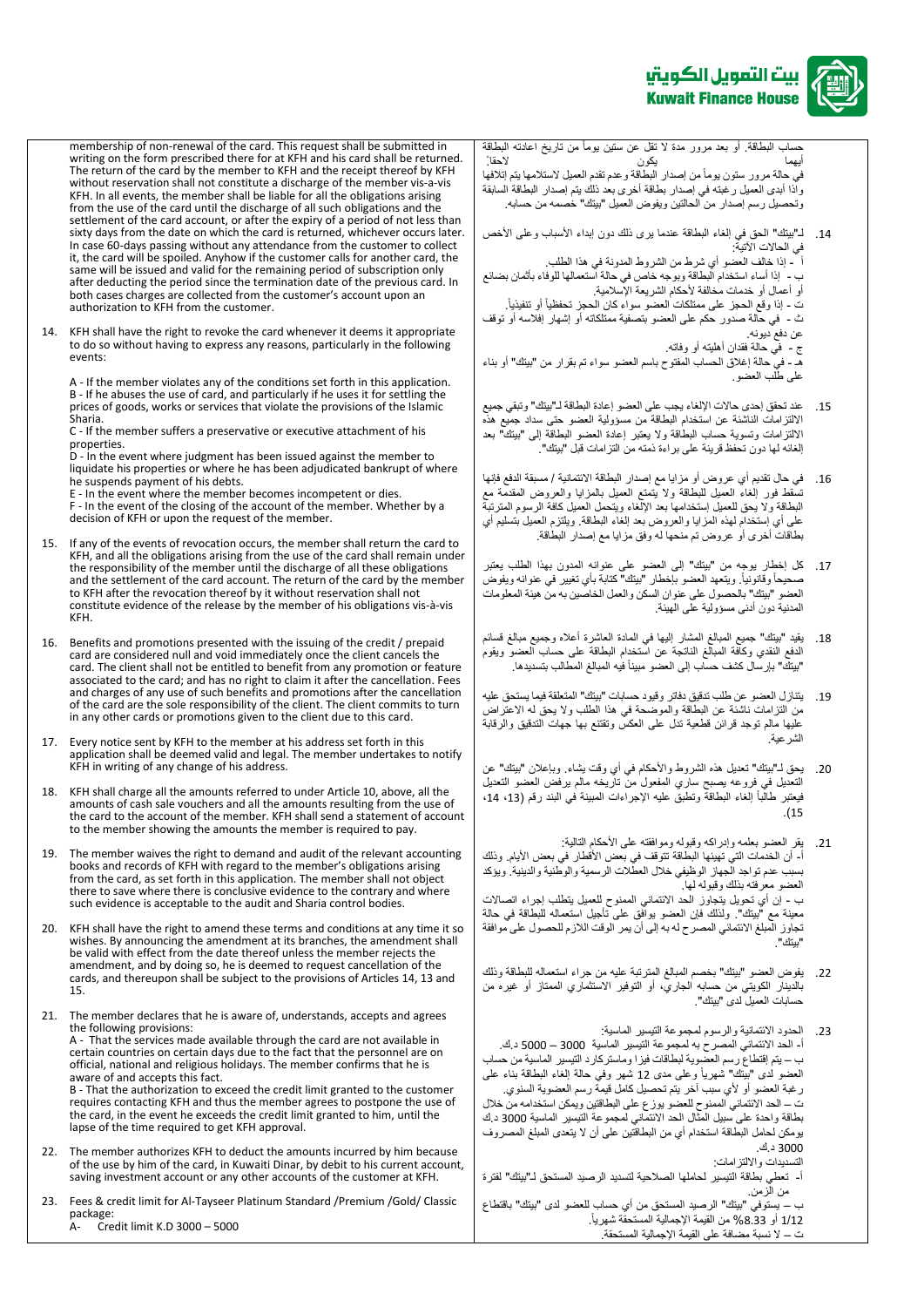membership of non-renewal of the card. This request shall be submitted in writing on the form prescribed there for at KFH and his card shall be returned. The return of the card by the member to KFH and the receipt thereof by KFH without reservation shall not constitute a discharge of the member vis-a-vis KFH. In all events, the member shall be liable for all the obligations arising from the use of the card until the discharge of all such obligations and the settlement of the card account, or after the expiry of a period of not less than sixty days from the date on which the card is returned, whichever occurs later. In case 60-days passing without any attendance from the customer to collect it, the card will be spoiled. Anyhow if the customer calls for another card, the same will be issued and valid for the remaining period of subscription only after deducting the period since the termination date of the previous card. In both cases charges are collected from the customer's account upon an authorization to KFH from the customer.

14. KFH shall have the right to revoke the card whenever it deems it appropriate to do so without having to express any reasons, particularly in the following events:

    A - If the member violates any of the conditions set forth in this application.
    B - If he abuses the use of card, and particularly if he uses it for settling the prices of goods, works or services that violate the provisions of the Islamic Sharia.
    C - If the member suffers a preservative or executive attachment of his properties.
    D - In the event where judgment has been issued against the member to liquidate his properties or where he has been adjudicated bankrupt of where he suspends payment of his debts.
    E - In the event where the member becomes incompetent or dies.
    F - In the event of the closing of the account of the member. Whether by a decision of KFH or upon the request of the member.

15. If any of the events of revocation occurs, the member shall return the card to KFH, and all the obligations arising from the use of the card shall remain under the responsibility of the member until the discharge of all these obligations and the settlement of the card account. The return of the card by the member to KFH after the revocation thereof by it without reservation shall not constitute evidence of the release by the member of his obligations vis-à-vis KFH.

16. Benefits and promotions presented with the issuing of the credit / prepaid card are considered null and void immediately once the client cancels the card. The client shall not be entitled to benefit from any promotion or feature associated to the card; and has no right to claim it after the cancellation of the card. Fees and charges of any use of such benefits and promotions after the cancellation of the card are the sole responsibility of the client. The client commits to turn in any other cards or promotions given to the client due to this card.

17. Every notice sent by KFH to the member at his address set forth in this application shall be deemed valid and legal. The member undertakes to notify KFH in writing of any change of his address.

18. KFH shall charge all the amounts referred to under Article 10, above, all the amounts of cash sale vouchers and all the amounts resulting from the use of the card to the account of the member. KFH shall send a statement of account to the member showing the amounts the member is required to pay.

19. The member waives the right to demand and audit of the relevant accounting books and records of KFH with regard to the member's obligations arising from the card, as set forth in this application. The member shall not object there to save where there is conclusive evidence to the contrary and where such evidence is acceptable to the audit and Sharia control bodies.

20. KFH shall have the right to amend these terms and conditions at any time it so wishes. By announcing the amendment at its branches, the amendment shall be valid with effect from the date thereof unless the member rejects the amendment, and by doing so, he is deemed to request cancellation of the cards, and thereupon shall be subject to the provisions of Articles 14, 13 and 15.

21. The member declares that he is aware of, understands, accepts and agrees the following provisions:
    A - That the services made available through the card are not available in certain countries on certain days due to the fact that the personnel are on official, national and religious holidays. The member confirms that he is aware of and accepts this fact.
    B - That the authorization to exceed the credit limit granted to the customer requires contacting KFH and thus the member agrees to postpone the use of the card, in the event he exceeds the credit limit granted to him, until the lapse of the time required to get KFH approval.

22. The member authorizes KFH to deduct the amounts incurred by him because of the use by him of the card, in Kuwaiti Dinar, by debit to his current account, saving investment account or any other accounts of the customer at KFH.

23. Fees & credit limit for Al-Tayseer Platinum Standard /Premium /Gold/ Classic package:
    A- Credit limit K.D 3000 – 5000

حساب البطاقة. أو بعد مرور مدة لا تقل عن ستين يوماً من تاريخ اعادته البطاقة أيهما يكون لاحقا.
في حالة مرور ستون يوماً من إصدار البطاقة وعدم تقدم العميل لاستلامها يتم إتلافها وإذا أبدى العميل رغبته في إصدار بطاقة أخرى بعد ذلك يتم إصدار البطاقة السابقة وتحصيل رسم إصدار من الحالتين ويفوض العميل "بيتك" خصمه من حسابه.

14. لـ"بيتك" الحق في إلغاء البطاقة عندما يرى ذلك دون إبداء الأسباب وعلى الأخص في الحالات الآتية:
    أ - إذا خالف العضو أي شرط من الشروط المدونة في هذا الطلب.
    ب - إذا أساء استخدام البطاقة وبوجه خاص في حالة استعمالها للوفاء بأثمان بضائع أو أعمال أو خدمات مخالفة لأحكام الشريعة الإسلامية.
    ت - إذا وقع الحجز على ممتلكات العضو سواء كان الحجز تحفظياً أو تنفيذياً.
    ث - في حالة صدور حكم على العضو بتصفية ممتلكاته أو إشهار إفلاسه أو توقف عن دفع ديونه.
    ج - في حالة فقدان أهليته أو وفاته.
    هـ - في حالة إغلاق الحساب المفتوح باسم العضو سواء تم بقرار من "بيتك" أو بناء على طلب العضو.

15. عند تحقق إحدى حالات الإلغاء يجب على العضو إعادة البطاقة لـ"بيتك" وتبقى جميع الالتزامات الناشئة عن استخدام البطاقة من مسؤولية العضو حتى سداد جميع هذه الالتزامات وتسوية حساب البطاقة ولا يعتبر إعادة العضو البطاقة إلى "بيتك" بعد إلغائه لها دون تحفظ قرينة على براءة ذمته من التزامات قبل "بيتك".

16. في حال تقديم أي عروض أو مزايا مع إصدار البطاقة الائتمانية / مسبقة الدفع فإنها تسقط فور إلغاء العميل للبطاقة ولا يتمتع العميل بالمزايا والعروض المقدمة مع البطاقة ولا يحق للعميل إستخدامها بعد الالغاء ويتحمل العميل كافة الرسوم المترتبة على أي إستخدام لهذه المزايا والعروض بعد إلغاء البطاقة. ويلتزم العميل بتسليم أي بطاقات أخرى أو عروض تم منحها له وفق مزايا مع إصدار البطاقة.

17. كل إخطار يوجه من "بيتك" إلى العضو على عنوانه المدون بهذا الطلب يعتبر صحيحاً وقانونياً. ويتعهد العضو بإخطار "بيتك" كتابة بأي تغيير في عنوانه ويفوض العضو "بيتك" بالحصول على عنوان السكن والعمل الخاصين به من هيئة المعلومات المدنية دون أدنى مسؤولية على الهيئة.

18. يقيد "بيتك" جميع المبالغ المشار إليها في المادة العاشرة أعلاه وجميع مبالغ قسائم الدفع النقدي وكافة المبالغ الناتجة عن استخدام البطاقة على حساب العضو ويقوم "بيتك" بإرسال كشف حساب إلى العضو مبيناً فيه المبالغ المطالب بتسديدها.

19. يتنازل العضو عن طلب تدقيق دفاتر وقيود حسابات "بيتك" المتعلقة فيما يستحق عليه من التزامات ناشئة عن البطاقة والموضحة في هذا الطلب ولا يحق له الاعتراض عليها مالم توجد قرائن قطعية تدل على العكس وتقتنع بها جهات التدقيق والرقابة الشرعية.

20. يحق لـ"بيتك" تعديل هذه الشروط والأحكام في أي وقت يشاء. وبإعلان "بيتك" عن التعديل في فروعه يصبح ساري المفعول من تاريخه مالم يرفض العضو التعديل فيعتبر طالباً إلغاء البطاقة وتطبق عليه الإجراءات المبينة في البند رقم (13، 14، 15).

21. يقر العضو بعلمه وإدراكه وقبوله وموافقته على الأحكام التالية:
    أ- أن الخدمات التي تهيئها البطاقة تتوقف في بعض الأقطار في بعض الأيام. وذلك بسبب عدم تواجد الجهاز الوظيفي خلال العطلات الرسمية والوطنية والدينية. ويؤكد العضو معرفته بذلك وقبوله لها.
    ب - أن أي تحويل يتجاوز الحد الائتماني الممنوح للعميل يتطلب إجراء اتصالات معينة مع "بيتك". ولذلك فإن العضو يوافق على تأجيل استعماله للبطاقة في حالة تجاوز المبلغ الائتماني المصرح له به إلى أن يمر الوقت اللازم للحصول على موافقة "بيتك".

22. يفوض العضو "بيتك" بخصم المبالغ المترتبة عليه من جراء استعماله للبطاقة وذلك بالدينار الكويتي من حسابه الجاري، أو التوفير الاستثماري الممتاز أو غيره من حسابات العميل لدى "بيتك".

23. الحدود الائتمانية والرسوم لمجموعة التيسير الماسية:
    أ- الحد الائتماني المصرح به لمجموعة التيسير الماسية 3000 – 5000 د.ك.
    ب – يتم إقتطاع رسم العضوية لبطاقات فيزا وماستركارد التيسير الماسية من حساب العضو لدى "بيتك" شهرياً وعلى مدى 12 شهر وفي حالة إلغاء البطاقة بناء على رغبة العضو أو لأي سبب آخر يتم تحصيل كامل قيمة رسم العضوية السنوي.
    ت – الحد الائتماني الممنوح للعضو يوزع على البطاقتين ويمكن استخدامه من خلال بطاقة واحدة على سبيل المثال الحد الائتماني لمجموعة التيسير الماسية 3000 د.ك يمكن لحامل البطاقة استخدام أي من البطاقتين على أن لا يتعدى المبلغ المصروف 3000 د.ك.

    التسديدات والالتزامات:
    أ- تعطي بطاقة التيسير لحاملها الصلاحية لتسديد الرصيد المستحق لـ"بيتك" لفترة من الزمن.
    ب – يستوفي "بيتك" الرصيد المستحق من أي حساب للعضو لدى "بيتك" باقتطاع 1/12 أو 8.33% من القيمة الإجمالية المستحقة شهرياً.
    ت – لا نسبة مضافة على القيمة الإجمالية المستحقة.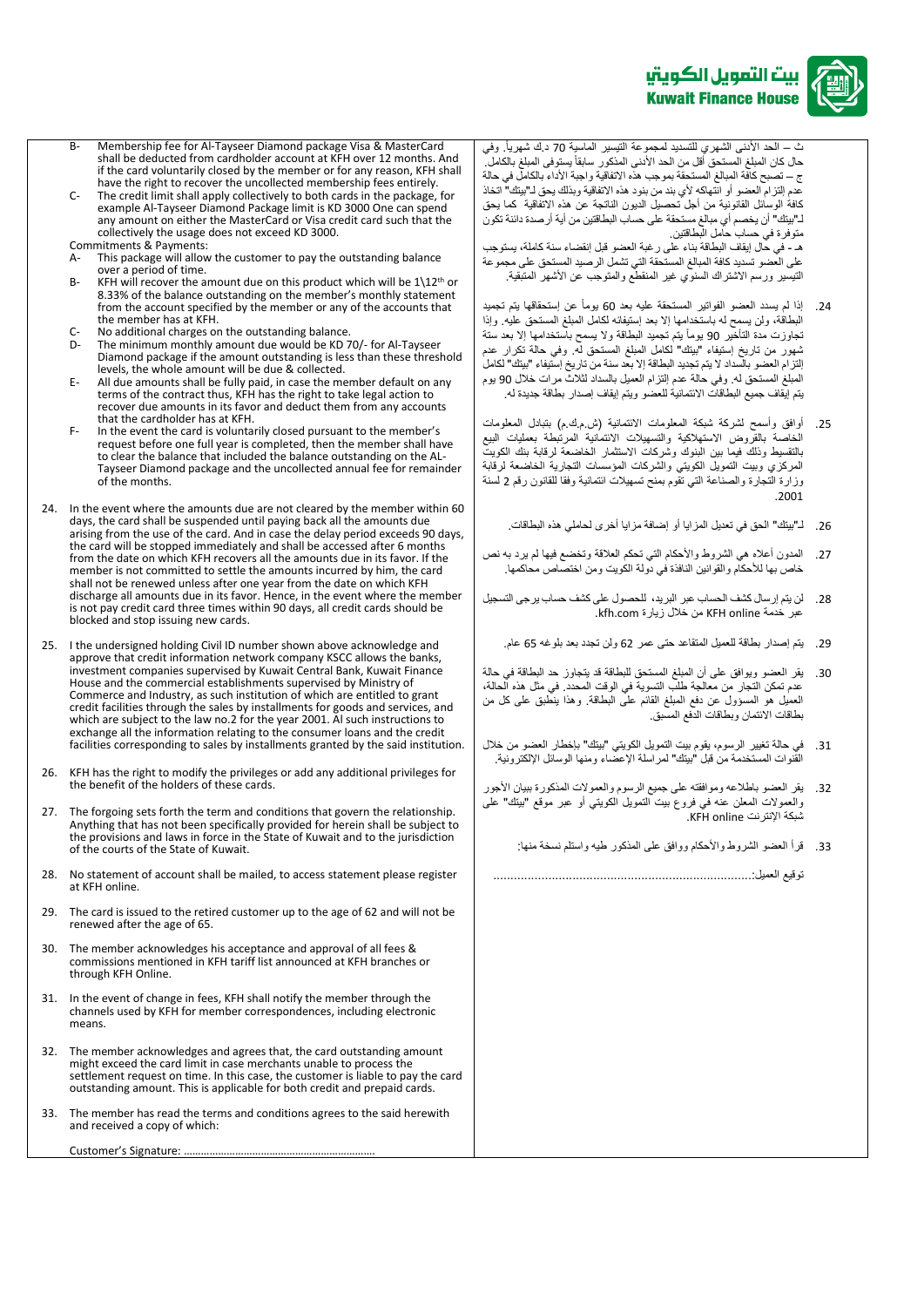B- Membership fee for Al-Tayseer Diamond package Visa & MasterCard shall be deducted from cardholder account at KFH over 12 months. And if the card voluntarily closed by the member or for any reason, KFH shall have the right to recover the uncollected membership fees entirely.

C- The credit limit shall apply collectively to both cards in the package, for example Al-Tayseer Diamond Package limit is KD 3000 One can spend any amount on either the MasterCard or Visa credit card such that the collectively the usage does not exceed KD 3000.

Commitments & Payments:

A- This package will allow the customer to pay the outstanding balance over a period of time.

B- KFH will recover the amount due on this product which will be 1\12th or 8.33% of the balance outstanding on the member's monthly statement from the account specified by the member or any of the accounts that the member has at KFH.

C- No additional charges on the outstanding balance.

D- The minimum monthly amount due would be KD 70/- for Al-Tayseer Diamond package if the amount outstanding is less than these threshold levels, the whole amount will be due & collected.

E- All due amounts shall be fully paid, in case the member default on any terms of the contract thus, KFH has the right to take legal action to recover due amounts in its favor and deduct them from any accounts that the cardholder has at KFH.

F- In the event the card is voluntarily closed pursuant to the member's request before one full year is completed, then the member shall have to clear the balance that included the balance outstanding on the AL-Tayseer Diamond package and the uncollected annual fee for remainder of the months.

24. In the event where the amounts due are not cleared by the member within 60 days, the card shall be suspended until paying back all the amounts due arising from the use of the card. And in case the delay period exceeds 90 days, the card will be stopped immediately and shall be accessed after 6 months from the date on which KFH recovers all the amounts due in its favor. If the member is not committed to settle the amounts incurred by him, the card shall not be renewed unless after one year from the date on which KFH discharge all amounts due in its favor. Hence, in the event where the member is not pay credit card three times within 90 days, all credit cards should be blocked and stop issuing new cards.

25. I the undersigned holding Civil ID number shown above acknowledge and approve that credit information network company KSCC allows the banks, investment companies supervised by Kuwait Central Bank, Kuwait Finance House and the commercial establishments supervised by Ministry of Commerce and Industry, as such institution of which are entitled to grant credit facilities through the sales by installments for goods and services, and which are subject to the law no.2 for the year 2001. Al such instructions to exchange all the information relating to the consumer loans and the credit facilities corresponding to sales by installments granted by the said institution.

26. KFH has the right to modify the privileges or add any additional privileges for the benefit of the holders of these cards.

27. The forgoing sets forth the term and conditions that govern the relationship. Anything that has not been specifically provided for herein shall be subject to the provisions and laws in force in the State of Kuwait and to the jurisdiction of the courts of the State of Kuwait.

28. No statement of account shall be mailed, to access statement please register at KFH online.

29. The card is issued to the retired customer up to the age of 62 and will not be renewed after the age of 65.

30. The member acknowledges his acceptance and approval of all fees & commissions mentioned in KFH tariff list announced at KFH branches or through KFH Online.

31. In the event of change in fees, KFH shall notify the member through the channels used by KFH for member correspondences, including electronic means.

32. The member acknowledges and agrees that, the card outstanding amount might exceed the card limit in case merchants unable to process the settlement request on time. In this case, the customer is liable to pay the card outstanding amount. This is applicable for both credit and prepaid cards.

33. The member has read the terms and conditions agrees to the said herewith and received a copy of which:

Customer's Signature: ……………………………………………………………

ث – الحد الأدنى الشهري للتسديد لمجموعة التيسير الماسية 70 د.ك شهرياً. وفي حال كان المبلغ المستحق أقل من الحد الأدنى المذكور سابقاً يستوفى المبلغ بالكامل.

ج – تصبح كافة المبالغ المستحقة بموجب هذه الاتفاقية واجبة الأداء بالكامل في حالة عدم إلتزام العضو أو انتهاكه لأي بند من بنود هذه الإتفاقية وبذلك يحق لـ"بيتك" اتخاذ كافة الوسائل القانونية من أجل تحصيل الديون الناتجة عن هذه الاتفاقية كما يحق لـ"بيتك" أن يخصم أي مبالغ مستحقة على حساب البطاقتين من أية أرصدة دائنة تكون متوفرة في حساب حامل البطاقتين.

هـ - في حال إيقاف البطاقة بناء على رغبة العضو قبل إنقضاء سنة كاملة، يستوجب على العضو تسديد كافة المبالغ المستحقة التي تشمل الرصيد المستحق على مجموعة التيسير ورسم الاشتراك السنوي غير المنقطع والمتوجب عن الأشهر المتبقية.

24. إذا لم يسدد العضو الفواتير المستحقة عليه بعد 60 يوماً عن إستحقاقها يتم تجميد البطاقة، ولن يسمح له باستخدامها إلا بعد إستيفائه لكامل المبلغ المستحق عليه. وإذا تجاوزت مدة التأخير 90 يوماً يتم تجميد البطاقة ولا يسمح باستخدامها إلا بعد ستة شهور من تاريخ إستيفاء "بيتك" لكامل المبلغ المستحق له. وفي حالة تكرار عدم إلتزام العضو بالسداد لا يتم تجديد البطاقة إلا بعد سنة من تاريخ إستيفاء "بيتك" لكامل المبلغ المستحق له. وفي حالة عدم إلتزام العميل بالسداد لثلاث مرات خلال 90 يوم يتم إيقاف جميع البطاقات الائتمانية للعضو ويتم إيقاف إصدار بطاقة جديدة له.

25. أوافق وأسمح لشركة شبكة المعلومات الائتمانية (ش.م.ك.م) بتبادل المعلومات الخاصة بالقروض الاستهلاكية والتسهيلات الائتمانية المرتبطة بعمليات البيع بالتقسيط وذلك فيما بين البنوك وشركات الاستثمار الخاضعة لرقابة بنك الكويت المركزي وبيت التمويل الكويتي والشركات المؤسسات التجارية الخاضعة لرقابة وزارة التجارة والصناعة التي تقوم بمنح تسهيلات ائتمانية وفقا للقانون رقم 2 لسنة 2001.

26. لـ"بيتك" الحق في تعديل المزايا أو إضافة مزايا أخرى لحاملي هذه البطاقات.

27. المدون أعلاه هي الشروط والأحكام التي تحكم العلاقة وتخضع فيها لم يرد به نص خاص بها للأحكام والقوانين النافذة في دولة الكويت ومن اختصاص محاكمها.

28. لن يتم إرسال كشف الحساب عبر البريد، للحصول على كشف حساب يرجى التسجيل عبر خدمة KFH online من خلال زيارة kfh.com.

29. يتم إصدار بطاقة للعميل المتقاعد حتى عمر 62 ولن تجدد بعد بلوغه 65 عام.

30. يقر العضو ويوافق على أن المبلغ المستحق للبطاقة قد يتجاوز حد البطاقة في حالة عدم تمكن التجار من معالجة طلب التسوية في الوقت المحدد. في مثل هذه الحالة، العميل هو المسؤول عن دفع المبلغ القائم على البطاقة. وهذا ينطبق على كل من بطاقات الائتمان وبطاقات الدفع المسبق.

31. في حالة تغيير الرسوم، يقوم بيت التمويل الكويتي "بيتك" بإخطار العضو من خلال القنوات المستخدمة من قبل "بيتك" لمراسلة الإعضاء ومنها الوسائل الإلكترونية.

32. يقر العضو باطلاعه وموافقته على جميع الرسوم والعمولات المذكورة ببيان الأجور والعمولات المعلن عنه في فروع بيت التمويل الكويتي أو عبر موقع "بيتك" على شبكة الإنترنت KFH online.

33. قرأ العضو الشروط والأحكام ووافق على المذكور طيه واستلم نسخة منها:

توقيع العميل:……………………………………………………………